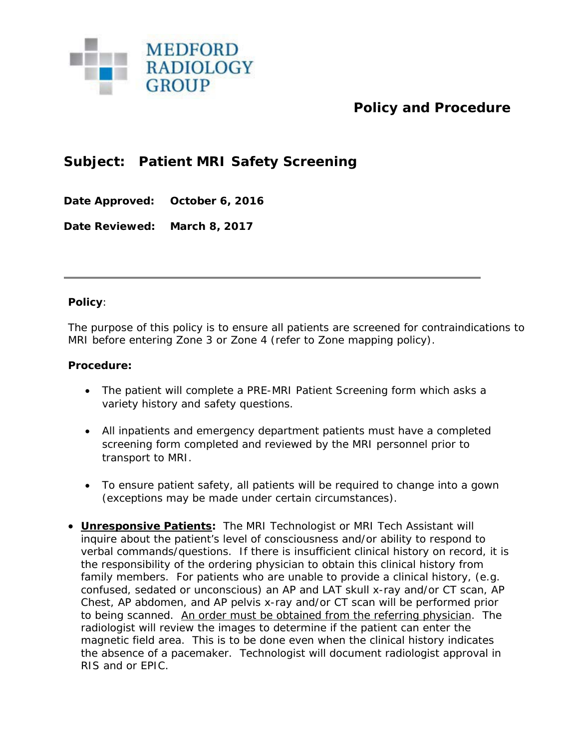MEDFORD RADIOLOGY GROUP

# Policy and Procedure

## Subject: Patient MRI Safety Screening

**Date Approved:** **October 6, 2016**

**Date Reviewed:** **March 8, 2017**

---

**Policy**:

The purpose of this policy is to ensure all patients are screened for contraindications to MRI before entering Zone 3 or Zone 4 (refer to Zone mapping policy).

**Procedure:**

- The patient will complete a PRE-MRI Patient Screening form which asks a variety history and safety questions.
- All inpatients and emergency department patients must have a completed screening form completed and reviewed by the MRI personnel prior to transport to MRI.
- To ensure patient safety, all patients will be required to change into a gown (exceptions may be made under certain circumstances).
- **Unresponsive Patients:** The MRI Technologist or MRI Tech Assistant will inquire about the patient's level of consciousness and/or ability to respond to verbal commands/questions. If there is insufficient clinical history on record, it is the responsibility of the ordering physician to obtain this clinical history from family members. For patients who are unable to provide a clinical history, (e.g. confused, sedated or unconscious) an AP and LAT skull x-ray and/or CT scan, AP Chest, AP abdomen, and AP pelvis x-ray and/or CT scan will be performed prior to being scanned. An order must be obtained from the referring physician. The radiologist will review the images to determine if the patient can enter the magnetic field area. This is to be done even when the clinical history indicates the absence of a pacemaker. Technologist will document radiologist approval in RIS and or EPIC.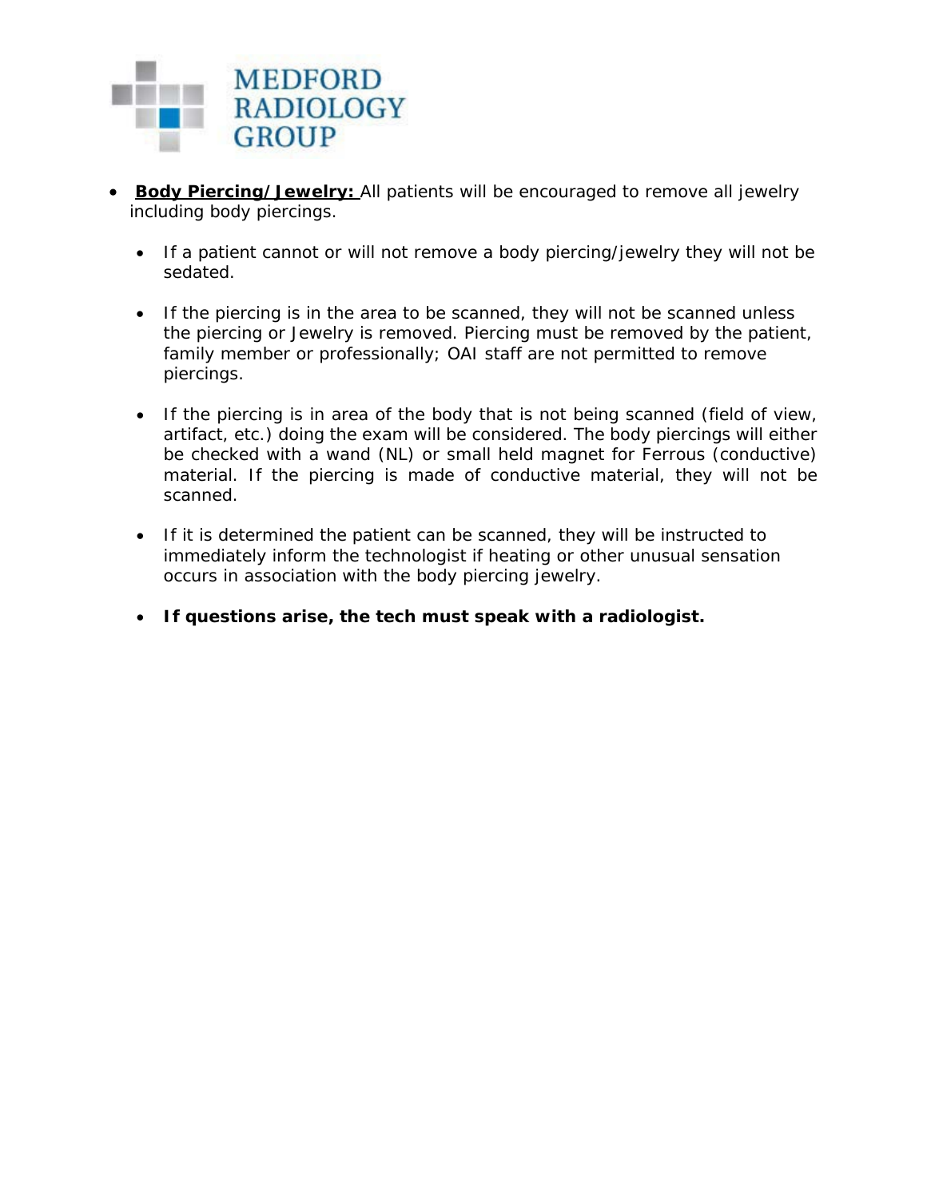- **Body Piercing/Jewelry:** All patients will be encouraged to remove all jewelry including body piercings.
  - If a patient cannot or will not remove a body piercing/jewelry they will not be sedated.
  - If the piercing is in the area to be scanned, they will not be scanned unless the piercing or Jewelry is removed. Piercing must be removed by the patient, family member or professionally; OAI staff are not permitted to remove piercings.
  - If the piercing is in area of the body that is not being scanned (field of view, artifact, etc.) doing the exam will be considered. The body piercings will either be checked with a wand (NL) or small held magnet for Ferrous (conductive) material. If the piercing is made of conductive material, they will not be scanned.
  - If it is determined the patient can be scanned, they will be instructed to immediately inform the technologist if heating or other unusual sensation occurs in association with the body piercing jewelry.
  - **If questions arise, the tech must speak with a radiologist.**